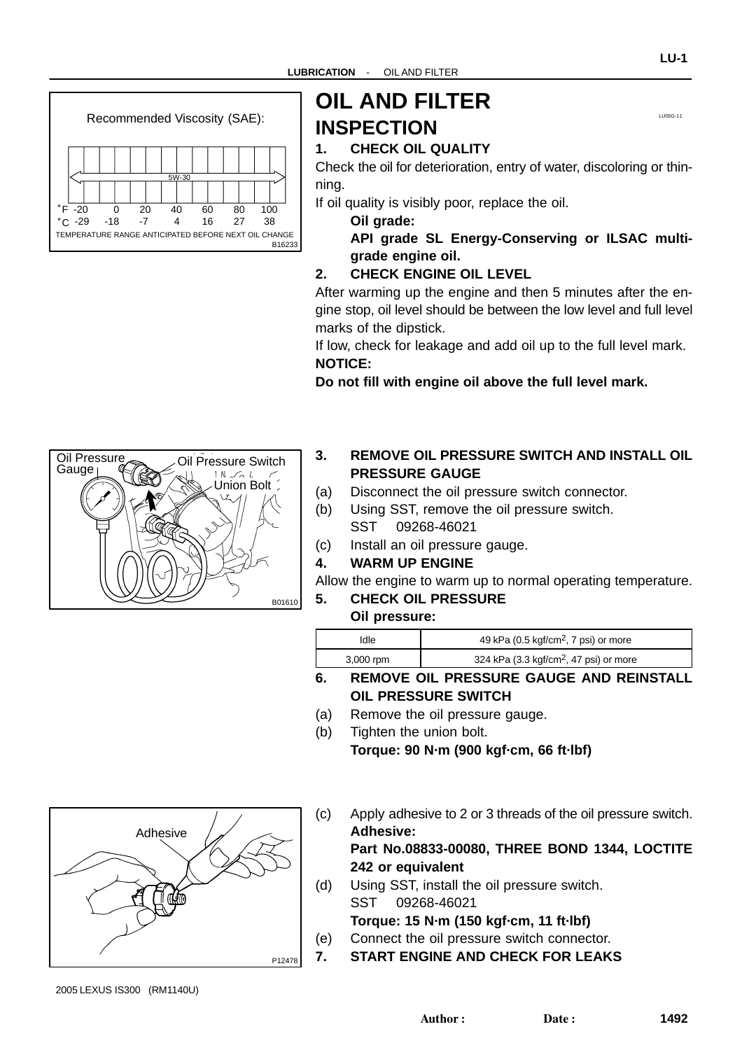# OIL AND FILTER

LU05G-11

## INSPECTION

### 1. CHECK OIL QUALITY

Check the oil for deterioration, entry of water, discoloring or thinning.

If oil quality is visibly poor, replace the oil.

**Oil grade:**

**API grade SL Energy-Conserving or ILSAC multigrade engine oil.**

Recommended Viscosity (SAE):

5W-30

| °F | -20 | 0 | 20 | 40 | 60 | 80 | 100 |
|---|---|---|---|---|---|---|---|
| °C | -29 | -18 | -7 | 4 | 16 | 27 | 38 |

TEMPERATURE RANGE ANTICIPATED BEFORE NEXT OIL CHANGE

B16233

### 2. CHECK ENGINE OIL LEVEL

After warming up the engine and then 5 minutes after the engine stop, oil level should be between the low level and full level marks of the dipstick.

If low, check for leakage and add oil up to the full level mark.

**NOTICE:**

**Do not fill with engine oil above the full level mark.**

Oil Pressure Gauge, Oil Pressure Switch, Union Bolt

B01610

### 3. REMOVE OIL PRESSURE SWITCH AND INSTALL OIL PRESSURE GAUGE

(a) Disconnect the oil pressure switch connector.

(b) Using SST, remove the oil pressure switch.
SST 09268-46021

(c) Install an oil pressure gauge.

### 4. WARM UP ENGINE

Allow the engine to warm up to normal operating temperature.

### 5. CHECK OIL PRESSURE

**Oil pressure:**

| Idle | 49 kPa (0.5 kgf/cm$^2$, 7 psi) or more |
|---|---|
| 3,000 rpm | 324 kPa (3.3 kgf/cm$^2$, 47 psi) or more |

### 6. REMOVE OIL PRESSURE GAUGE AND REINSTALL OIL PRESSURE SWITCH

(a) Remove the oil pressure gauge.

(b) Tighten the union bolt.
**Torque: 90 N·m (900 kgf·cm, 66 ft·lbf)**

Adhesive

P12478

(c) Apply adhesive to 2 or 3 threads of the oil pressure switch.
**Adhesive:**
**Part No.08833-00080, THREE BOND 1344, LOCTITE 242 or equivalent**

(d) Using SST, install the oil pressure switch.
SST 09268-46021
**Torque: 15 N·m (150 kgf·cm, 11 ft·lbf)**

(e) Connect the oil pressure switch connector.

### 7. START ENGINE AND CHECK FOR LEAKS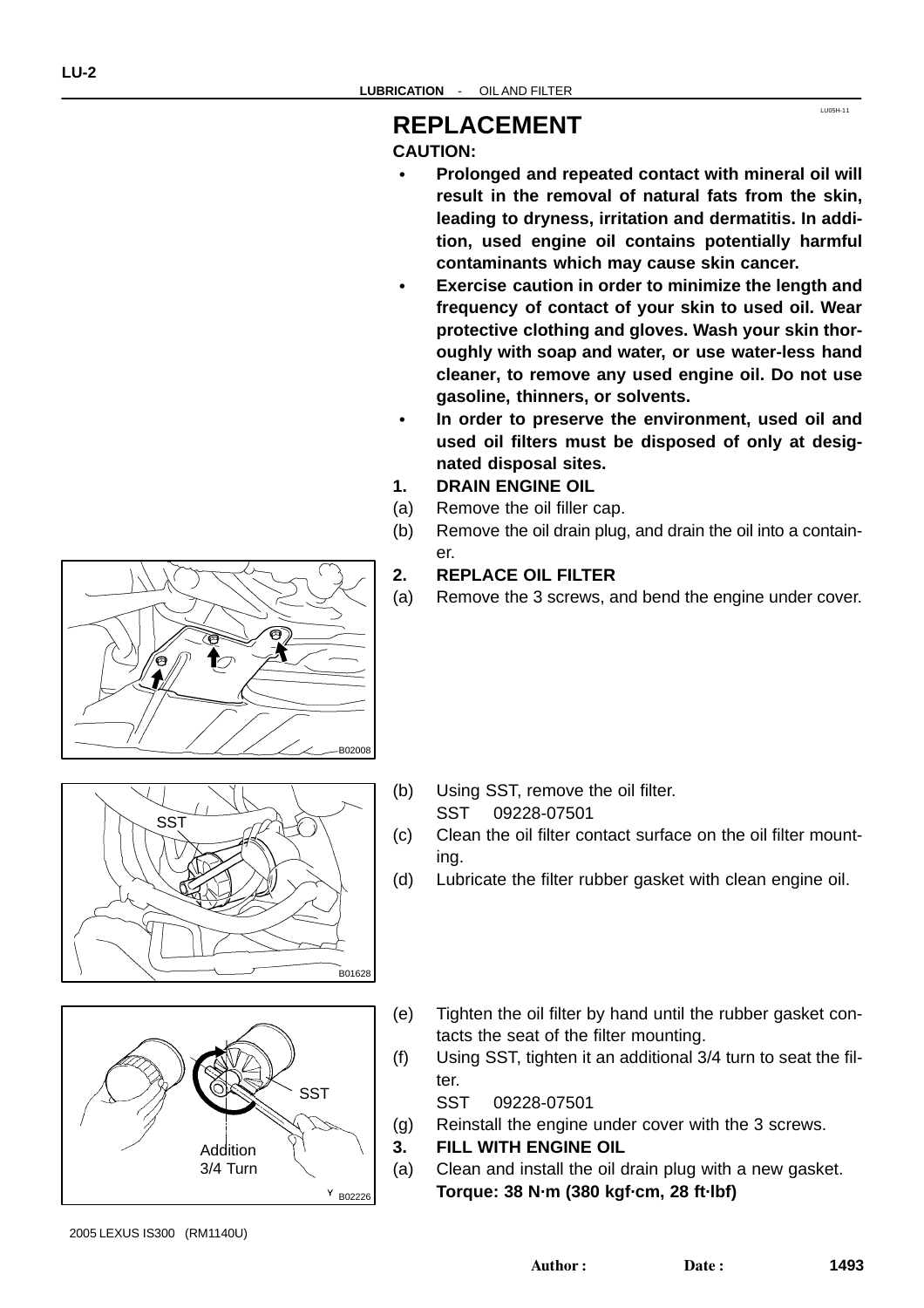# REPLACEMENT

**CAUTION:**

- **Prolonged and repeated contact with mineral oil will result in the removal of natural fats from the skin, leading to dryness, irritation and dermatitis. In addition, used engine oil contains potentially harmful contaminants which may cause skin cancer.**
- **Exercise caution in order to minimize the length and frequency of contact of your skin to used oil. Wear protective clothing and gloves. Wash your skin thoroughly with soap and water, or use water-less hand cleaner, to remove any used engine oil. Do not use gasoline, thinners, or solvents.**
- **In order to preserve the environment, used oil and used oil filters must be disposed of only at designated disposal sites.**

**1. DRAIN ENGINE OIL**

(a) Remove the oil filler cap.

(b) Remove the oil drain plug, and drain the oil into a container.

**2. REPLACE OIL FILTER**

(a) Remove the 3 screws, and bend the engine under cover.

B02008

(b) Using SST, remove the oil filter.
SST 09228-07501

(c) Clean the oil filter contact surface on the oil filter mounting.

(d) Lubricate the filter rubber gasket with clean engine oil.

SST

B01628

(e) Tighten the oil filter by hand until the rubber gasket contacts the seat of the filter mounting.

(f) Using SST, tighten it an additional 3/4 turn to seat the filter.
SST 09228-07501

(g) Reinstall the engine under cover with the 3 screws.

**3. FILL WITH ENGINE OIL**

(a) Clean and install the oil drain plug with a new gasket.
**Torque: 38 N·m (380 kgf·cm, 28 ft·lbf)**

SST

Addition 3/4 Turn

B02226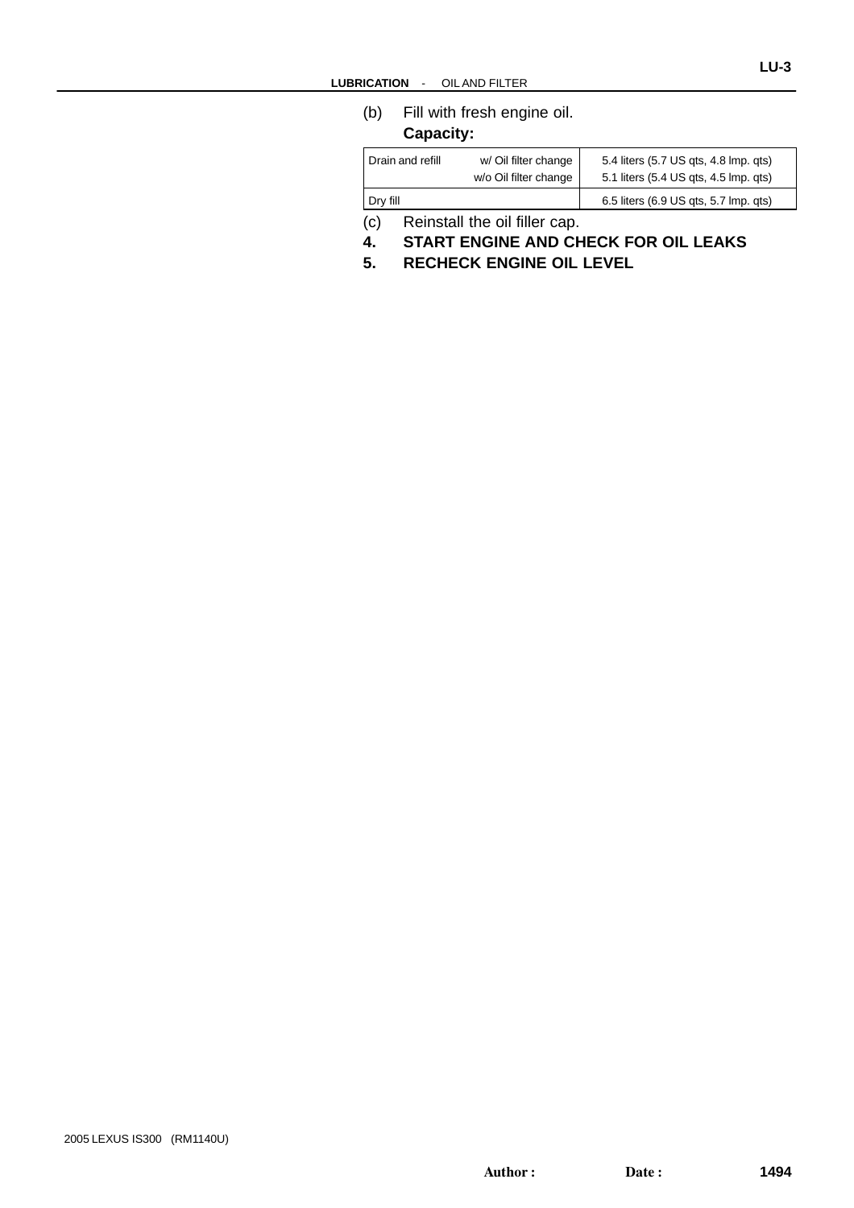(b) Fill with fresh engine oil.

**Capacity:**

| | | |
|---|---|---|
| Drain and refill | w/ Oil filter change | 5.4 liters (5.7 US qts, 4.8 lmp. qts) |
| | w/o Oil filter change | 5.1 liters (5.4 US qts, 4.5 lmp. qts) |
| Dry fill | | 6.5 liters (6.9 US qts, 5.7 lmp. qts) |

(c) Reinstall the oil filler cap.

**4. START ENGINE AND CHECK FOR OIL LEAKS**

**5. RECHECK ENGINE OIL LEVEL**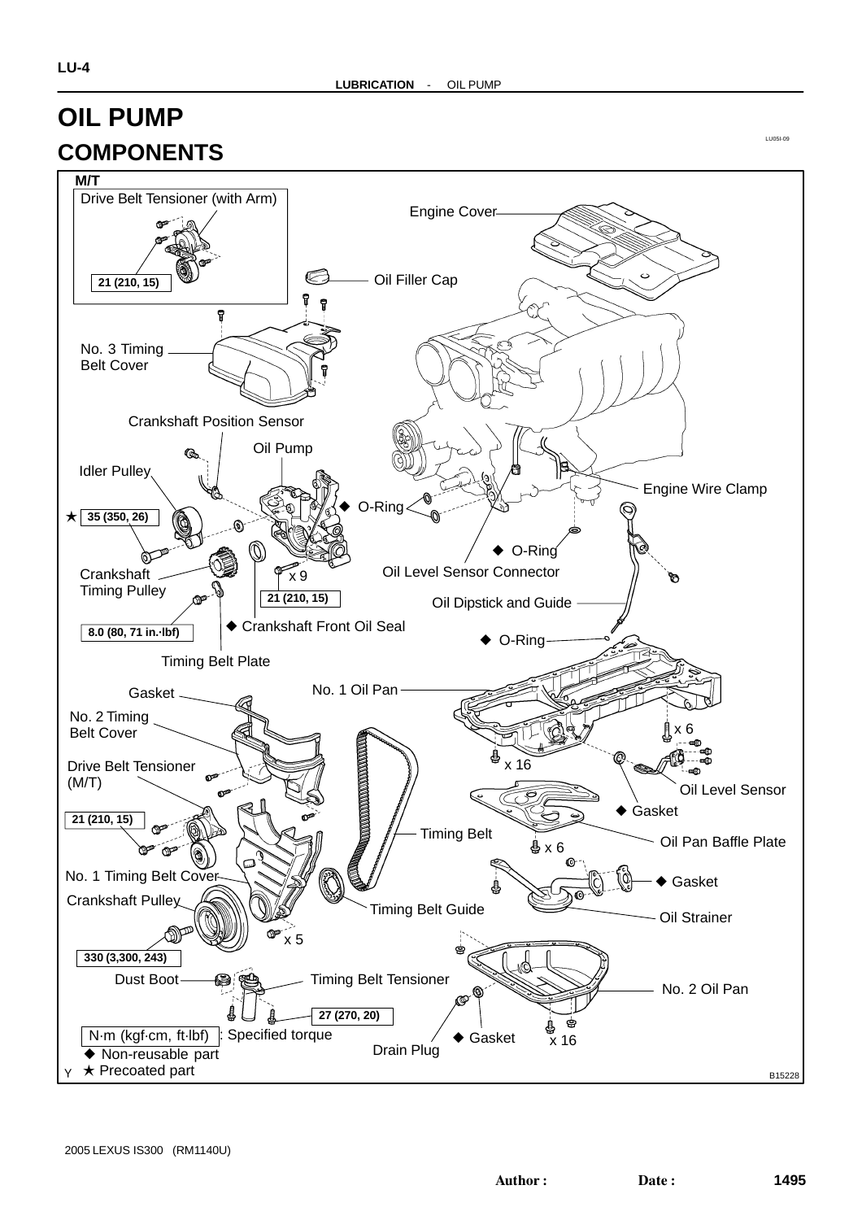# OIL PUMP

## COMPONENTS

M/T

Drive Belt Tensioner (with Arm)

21 (210, 15)

Engine Cover

Oil Filler Cap

No. 3 Timing Belt Cover

Crankshaft Position Sensor

Oil Pump

Idler Pulley

★ 35 (350, 26)

◆ O-Ring

Engine Wire Clamp

◆ O-Ring

Oil Level Sensor Connector

Crankshaft Timing Pulley

x 9

21 (210, 15)

Oil Dipstick and Guide

◆ Crankshaft Front Oil Seal

8.0 (80, 71 in.·lbf)

◆ O-Ring

Timing Belt Plate

No. 1 Oil Pan

Gasket

No. 2 Timing Belt Cover

x 6

x 16

Drive Belt Tensioner (M/T)

Oil Level Sensor

◆ Gasket

21 (210, 15)

Timing Belt

Oil Pan Baffle Plate

x 6

No. 1 Timing Belt Cover

◆ Gasket

Crankshaft Pulley

Timing Belt Guide

Oil Strainer

x 5

330 (3,300, 243)

Dust Boot

Timing Belt Tensioner

No. 2 Oil Pan

27 (270, 20)

N·m (kgf·cm, ft·lbf) : Specified torque

◆ Non-reusable part

★ Precoated part

◆ Gasket

Drain Plug

x 16

B15228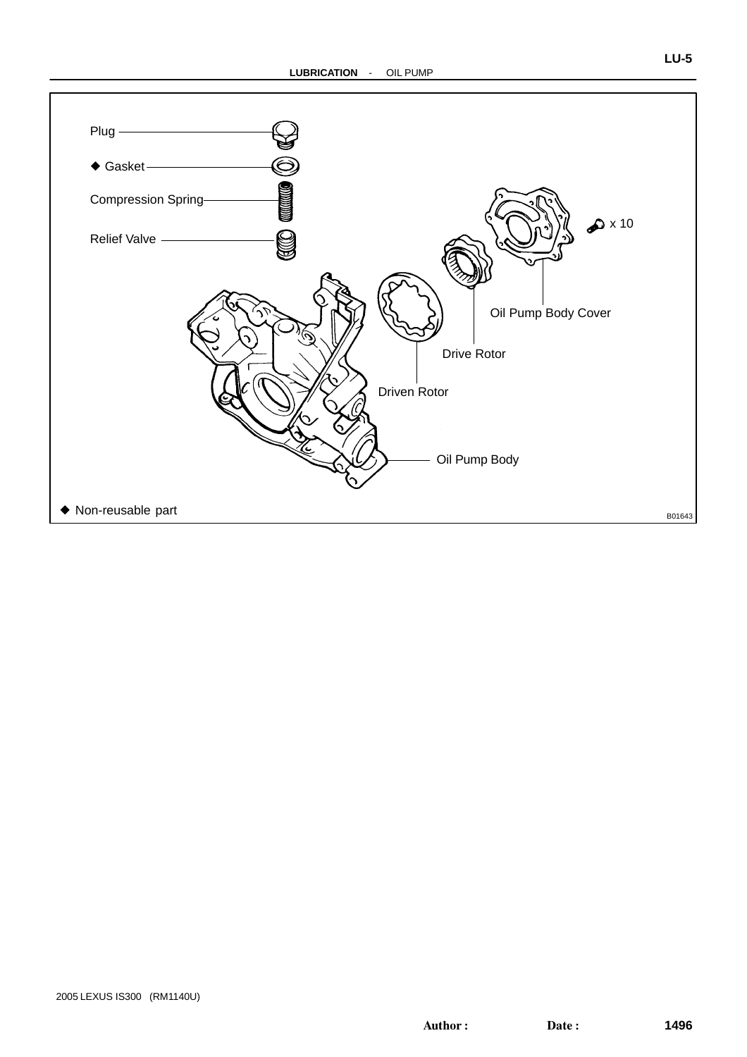Plug

◆ Gasket

Compression Spring

Relief Valve

x 10

Oil Pump Body Cover

Drive Rotor

Driven Rotor

Oil Pump Body

◆ Non-reusable part

B01643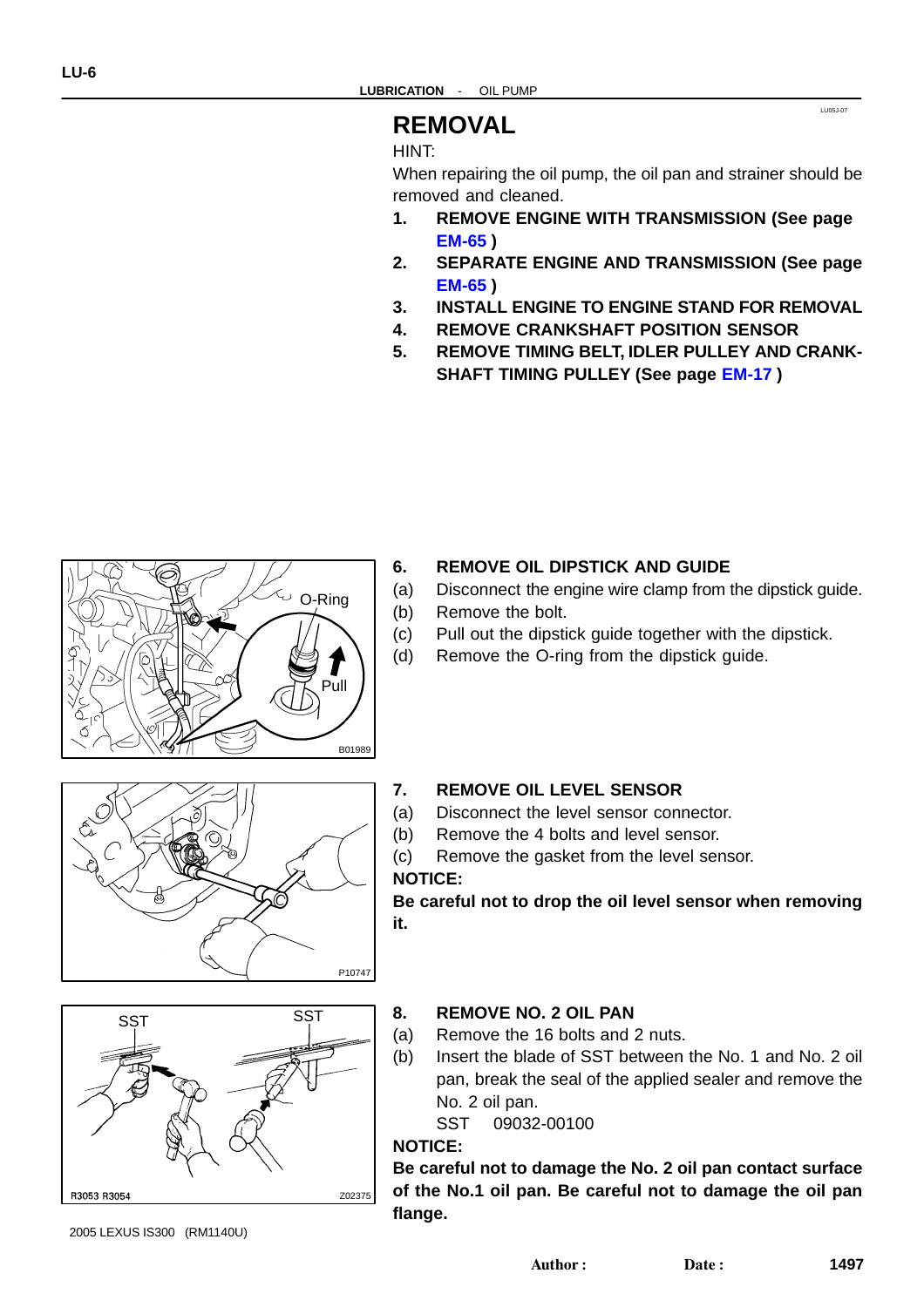# REMOVAL

HINT:

When repairing the oil pump, the oil pan and strainer should be removed and cleaned.

1. **REMOVE ENGINE WITH TRANSMISSION (See page EM-65 )**
2. **SEPARATE ENGINE AND TRANSMISSION (See page EM-65 )**
3. **INSTALL ENGINE TO ENGINE STAND FOR REMOVAL**
4. **REMOVE CRANKSHAFT POSITION SENSOR**
5. **REMOVE TIMING BELT, IDLER PULLEY AND CRANKSHAFT TIMING PULLEY (See page EM-17 )**
6. **REMOVE OIL DIPSTICK AND GUIDE**
   (a) Disconnect the engine wire clamp from the dipstick guide.
   (b) Remove the bolt.
   (c) Pull out the dipstick guide together with the dipstick.
   (d) Remove the O-ring from the dipstick guide.
7. **REMOVE OIL LEVEL SENSOR**
   (a) Disconnect the level sensor connector.
   (b) Remove the 4 bolts and level sensor.
   (c) Remove the gasket from the level sensor.

**NOTICE:**

**Be careful not to drop the oil level sensor when removing it.**

8. **REMOVE NO. 2 OIL PAN**
   (a) Remove the 16 bolts and 2 nuts.
   (b) Insert the blade of SST between the No. 1 and No. 2 oil pan, break the seal of the applied sealer and remove the No. 2 oil pan.
   SST 09032-00100

**NOTICE:**

**Be careful not to damage the No. 2 oil pan contact surface of the No.1 oil pan. Be careful not to damage the oil pan flange.**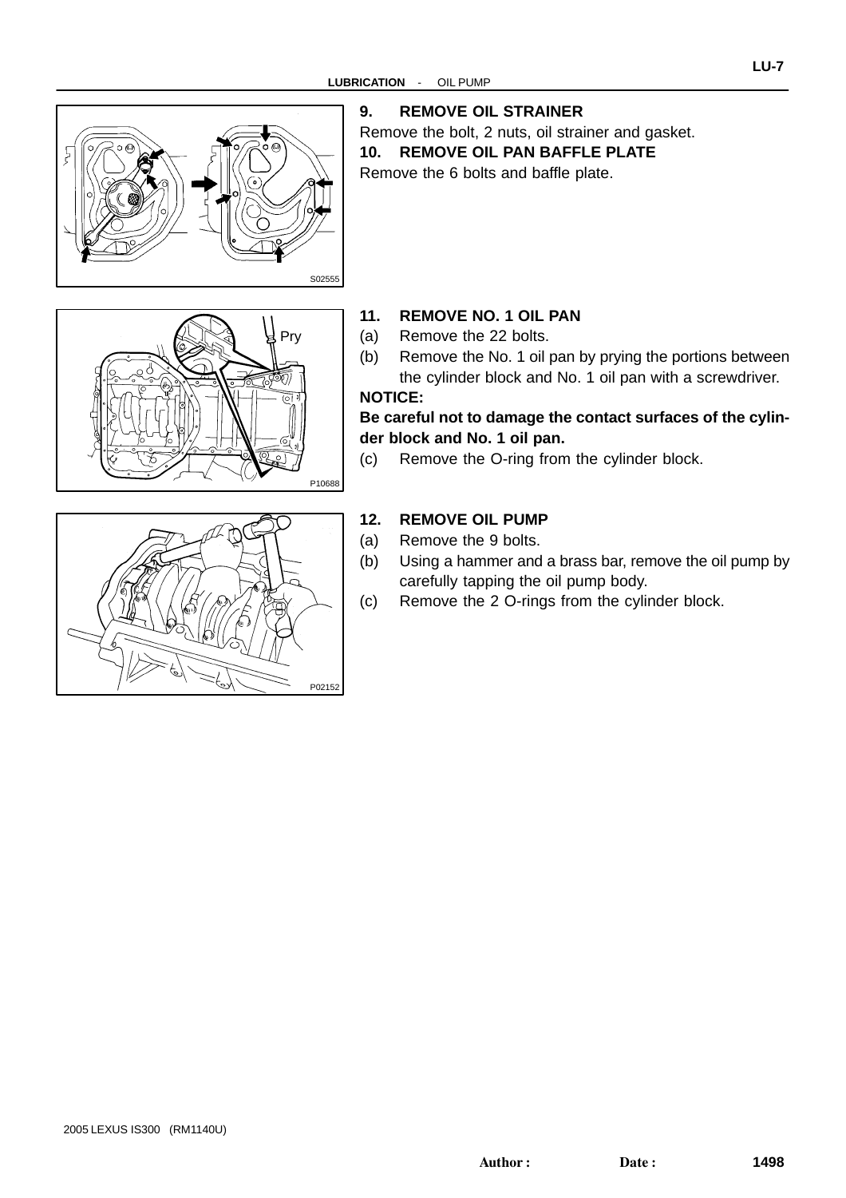**9. REMOVE OIL STRAINER**

Remove the bolt, 2 nuts, oil strainer and gasket.

**10. REMOVE OIL PAN BAFFLE PLATE**

Remove the 6 bolts and baffle plate.

S02555

**11. REMOVE NO. 1 OIL PAN**

(a) Remove the 22 bolts.

(b) Remove the No. 1 oil pan by prying the portions between the cylinder block and No. 1 oil pan with a screwdriver.

**NOTICE:**

**Be careful not to damage the contact surfaces of the cylinder block and No. 1 oil pan.**

(c) Remove the O-ring from the cylinder block.

Pry

P10688

**12. REMOVE OIL PUMP**

(a) Remove the 9 bolts.

(b) Using a hammer and a brass bar, remove the oil pump by carefully tapping the oil pump body.

(c) Remove the 2 O-rings from the cylinder block.

P02152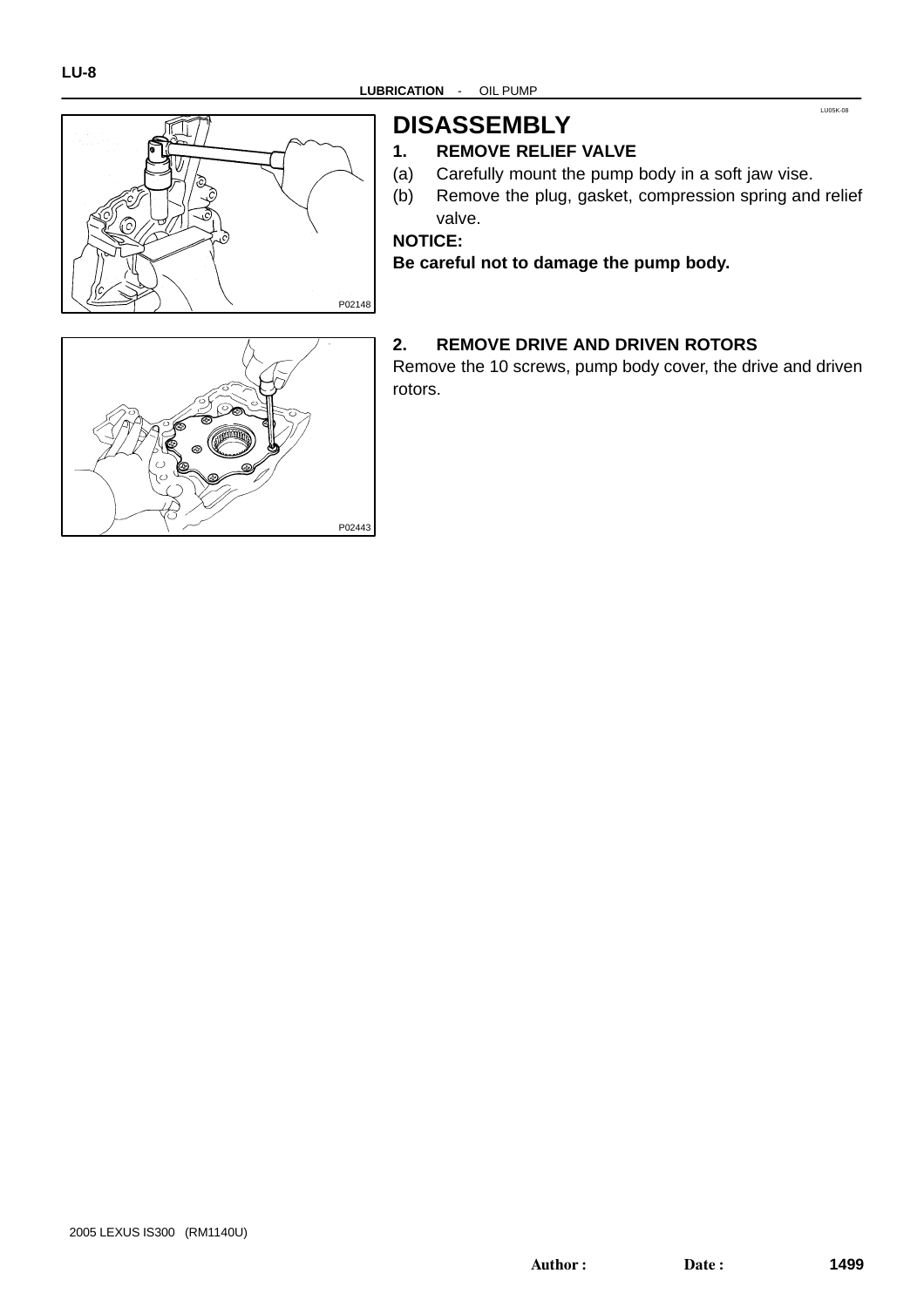# DISASSEMBLY

LU05K-08

## 1. REMOVE RELIEF VALVE

(a) Carefully mount the pump body in a soft jaw vise.

(b) Remove the plug, gasket, compression spring and relief valve.

**NOTICE:**

**Be careful not to damage the pump body.**

P02148

## 2. REMOVE DRIVE AND DRIVEN ROTORS

Remove the 10 screws, pump body cover, the drive and driven rotors.

P02443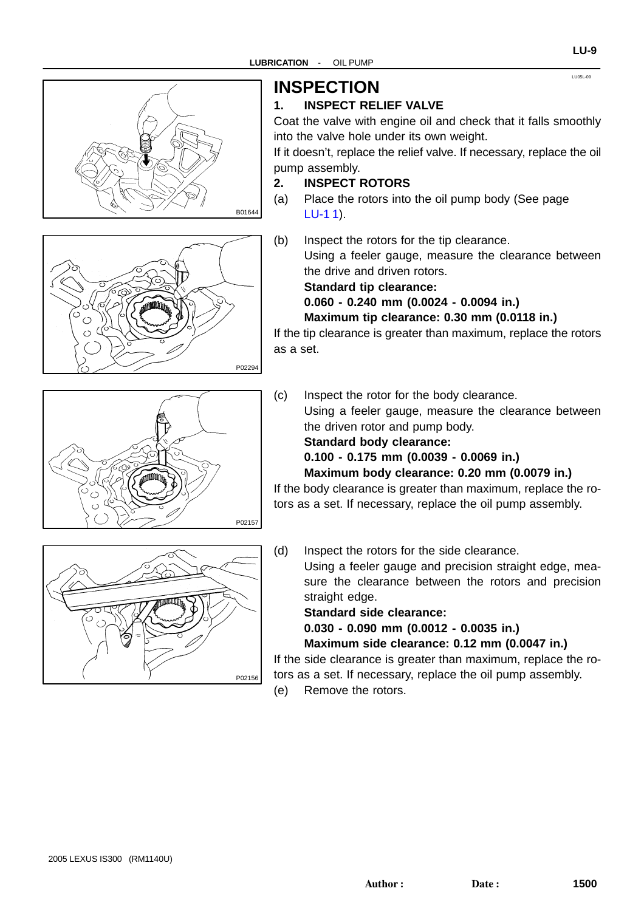# INSPECTION

## 1. INSPECT RELIEF VALVE

Coat the valve with engine oil and check that it falls smoothly into the valve hole under its own weight.

If it doesn't, replace the relief valve. If necessary, replace the oil pump assembly.

## 2. INSPECT ROTORS

(a) Place the rotors into the oil pump body (See page LU-1 1).

(b) Inspect the rotors for the tip clearance.
Using a feeler gauge, measure the clearance between the drive and driven rotors.
**Standard tip clearance:**
**0.060 - 0.240 mm (0.0024 - 0.0094 in.)**
**Maximum tip clearance: 0.30 mm (0.0118 in.)**

If the tip clearance is greater than maximum, replace the rotors as a set.

(c) Inspect the rotor for the body clearance.
Using a feeler gauge, measure the clearance between the driven rotor and pump body.
**Standard body clearance:**
**0.100 - 0.175 mm (0.0039 - 0.0069 in.)**
**Maximum body clearance: 0.20 mm (0.0079 in.)**

If the body clearance is greater than maximum, replace the rotors as a set. If necessary, replace the oil pump assembly.

(d) Inspect the rotors for the side clearance.
Using a feeler gauge and precision straight edge, measure the clearance between the rotors and precision straight edge.
**Standard side clearance:**
**0.030 - 0.090 mm (0.0012 - 0.0035 in.)**
**Maximum side clearance: 0.12 mm (0.0047 in.)**

If the side clearance is greater than maximum, replace the rotors as a set. If necessary, replace the oil pump assembly.

(e) Remove the rotors.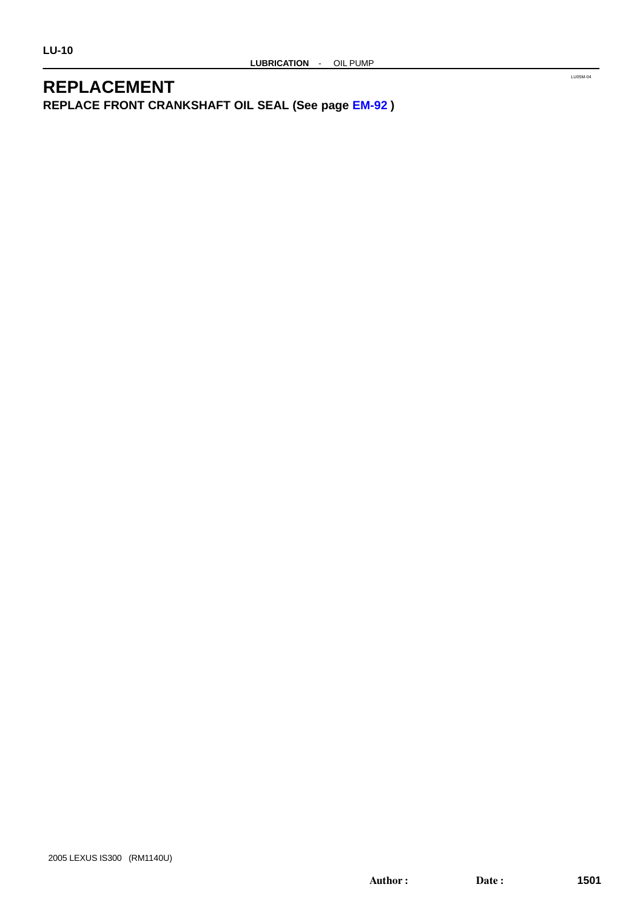# REPLACEMENT

**REPLACE FRONT CRANKSHAFT OIL SEAL (See page EM-92 )**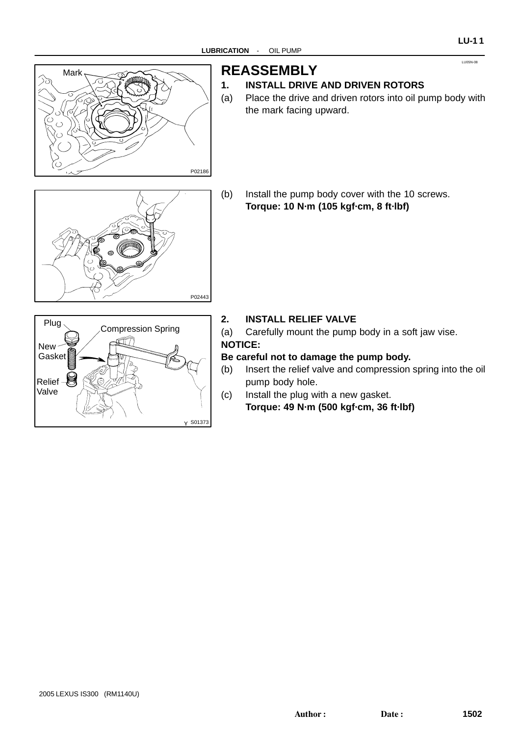# REASSEMBLY

## 1. INSTALL DRIVE AND DRIVEN ROTORS

(a) Place the drive and driven rotors into oil pump body with the mark facing upward.

(b) Install the pump body cover with the 10 screws.
**Torque: 10 N·m (105 kgf·cm, 8 ft·lbf)**

## 2. INSTALL RELIEF VALVE

(a) Carefully mount the pump body in a soft jaw vise.

**NOTICE:**

**Be careful not to damage the pump body.**

(b) Insert the relief valve and compression spring into the oil pump body hole.

(c) Install the plug with a new gasket.
**Torque: 49 N·m (500 kgf·cm, 36 ft·lbf)**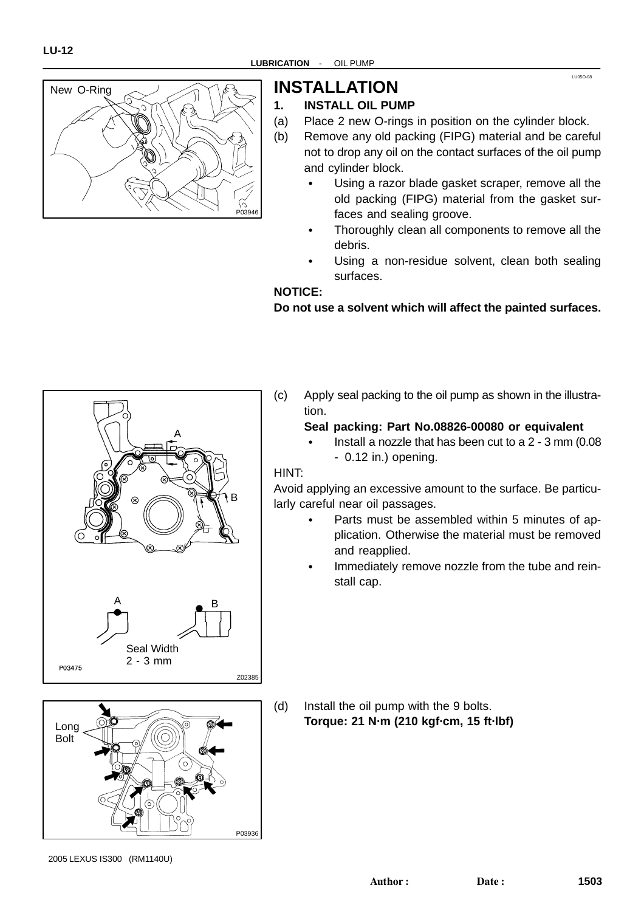# INSTALLATION

### 1. INSTALL OIL PUMP

(a) Place 2 new O-rings in position on the cylinder block.

(b) Remove any old packing (FIPG) material and be careful not to drop any oil on the contact surfaces of the oil pump and cylinder block.

- Using a razor blade gasket scraper, remove all the old packing (FIPG) material from the gasket surfaces and sealing groove.
- Thoroughly clean all components to remove all the debris.
- Using a non-residue solvent, clean both sealing surfaces.

**NOTICE:**

**Do not use a solvent which will affect the painted surfaces.**

(c) Apply seal packing to the oil pump as shown in the illustration.

**Seal packing: Part No.08826-00080 or equivalent**

- Install a nozzle that has been cut to a 2 - 3 mm (0.08 - 0.12 in.) opening.

HINT:

Avoid applying an excessive amount to the surface. Be particularly careful near oil passages.

- Parts must be assembled within 5 minutes of application. Otherwise the material must be removed and reapplied.
- Immediately remove nozzle from the tube and reinstall cap.

(d) Install the oil pump with the 9 bolts.

**Torque: 21 N·m (210 kgf·cm, 15 ft·lbf)**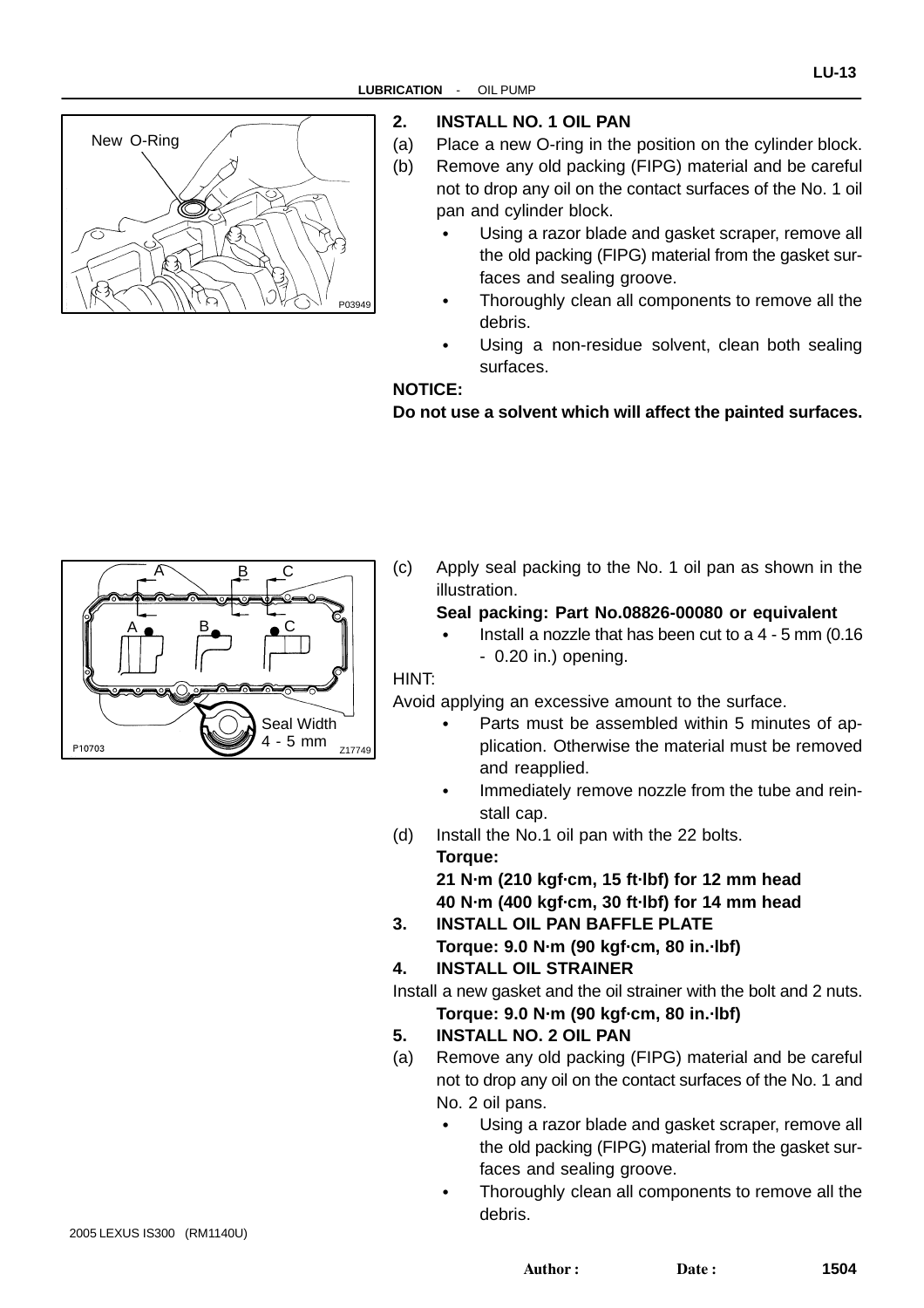### 2. INSTALL NO. 1 OIL PAN

(a) Place a new O-ring in the position on the cylinder block.

(b) Remove any old packing (FIPG) material and be careful not to drop any oil on the contact surfaces of the No. 1 oil pan and cylinder block.

- Using a razor blade and gasket scraper, remove all the old packing (FIPG) material from the gasket surfaces and sealing groove.
- Thoroughly clean all components to remove all the debris.
- Using a non-residue solvent, clean both sealing surfaces.

**NOTICE:**
**Do not use a solvent which will affect the painted surfaces.**

(c) Apply seal packing to the No. 1 oil pan as shown in the illustration.

**Seal packing: Part No.08826-00080 or equivalent**

- Install a nozzle that has been cut to a 4 - 5 mm (0.16 - 0.20 in.) opening.

HINT:
Avoid applying an excessive amount to the surface.

- Parts must be assembled within 5 minutes of application. Otherwise the material must be removed and reapplied.
- Immediately remove nozzle from the tube and reinstall cap.

(d) Install the No.1 oil pan with the 22 bolts.

**Torque:**
**21 N·m (210 kgf·cm, 15 ft·lbf) for 12 mm head**
**40 N·m (400 kgf·cm, 30 ft·lbf) for 14 mm head**

### 3. INSTALL OIL PAN BAFFLE PLATE

**Torque: 9.0 N·m (90 kgf·cm, 80 in.·lbf)**

### 4. INSTALL OIL STRAINER

Install a new gasket and the oil strainer with the bolt and 2 nuts.

**Torque: 9.0 N·m (90 kgf·cm, 80 in.·lbf)**

### 5. INSTALL NO. 2 OIL PAN

(a) Remove any old packing (FIPG) material and be careful not to drop any oil on the contact surfaces of the No. 1 and No. 2 oil pans.

- Using a razor blade and gasket scraper, remove all the old packing (FIPG) material from the gasket surfaces and sealing groove.
- Thoroughly clean all components to remove all the debris.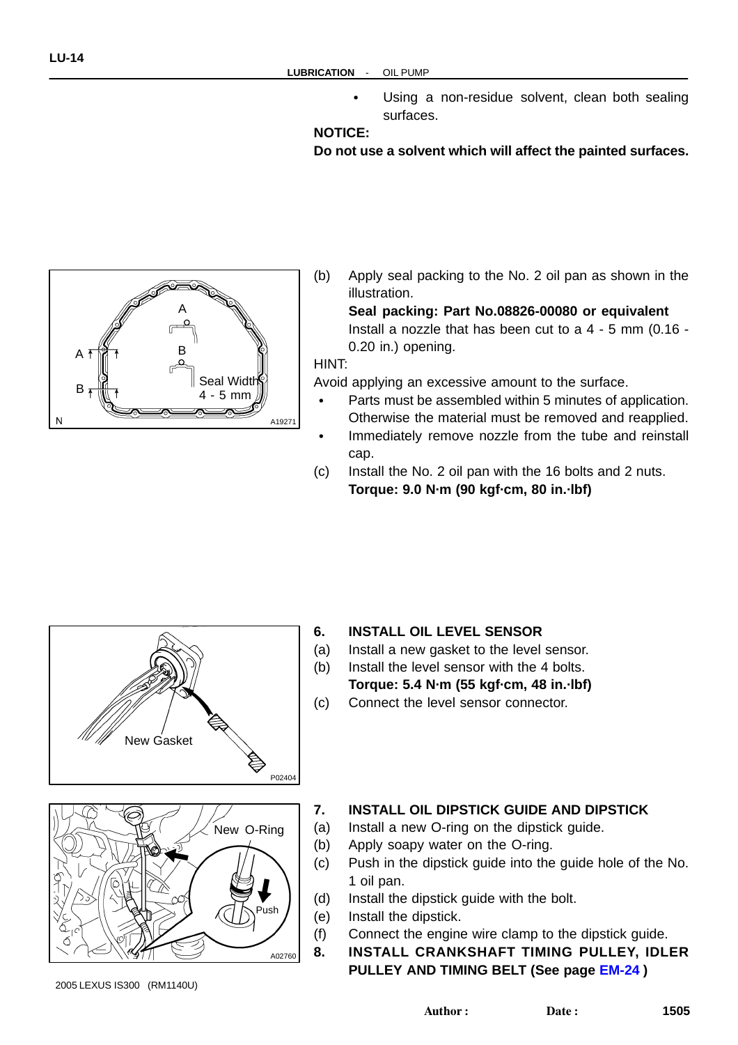- Using a non-residue solvent, clean both sealing surfaces.

**NOTICE:**

**Do not use a solvent which will affect the painted surfaces.**

(b) Apply seal packing to the No. 2 oil pan as shown in the illustration.

**Seal packing: Part No.08826-00080 or equivalent**

Install a nozzle that has been cut to a 4 - 5 mm (0.16 - 0.20 in.) opening.

HINT:

Avoid applying an excessive amount to the surface.

- Parts must be assembled within 5 minutes of application. Otherwise the material must be removed and reapplied.
- Immediately remove nozzle from the tube and reinstall cap.

(c) Install the No. 2 oil pan with the 16 bolts and 2 nuts.

**Torque: 9.0 N·m (90 kgf·cm, 80 in.·lbf)**

## 6. INSTALL OIL LEVEL SENSOR

(a) Install a new gasket to the level sensor.

(b) Install the level sensor with the 4 bolts.

**Torque: 5.4 N·m (55 kgf·cm, 48 in.·lbf)**

(c) Connect the level sensor connector.

## 7. INSTALL OIL DIPSTICK GUIDE AND DIPSTICK

(a) Install a new O-ring on the dipstick guide.

(b) Apply soapy water on the O-ring.

(c) Push in the dipstick guide into the guide hole of the No. 1 oil pan.

(d) Install the dipstick guide with the bolt.

(e) Install the dipstick.

(f) Connect the engine wire clamp to the dipstick guide.

## 8. INSTALL CRANKSHAFT TIMING PULLEY, IDLER PULLEY AND TIMING BELT (See page EM-24 )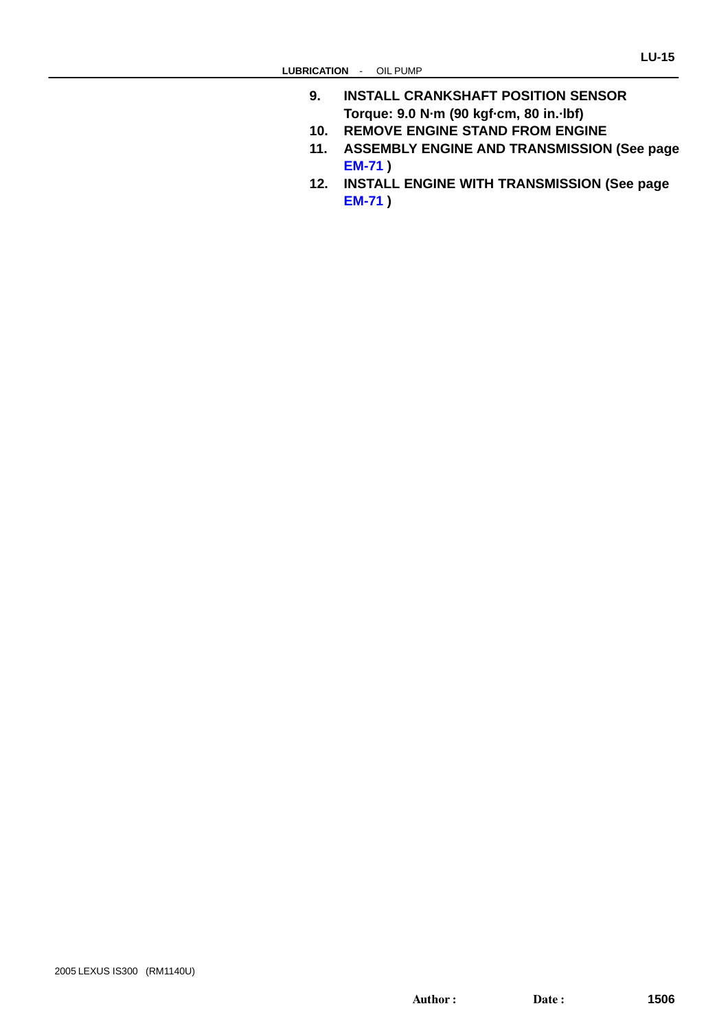9. **INSTALL CRANKSHAFT POSITION SENSOR**
   **Torque: 9.0 N·m (90 kgf·cm, 80 in.·lbf)**
10. **REMOVE ENGINE STAND FROM ENGINE**
11. **ASSEMBLY ENGINE AND TRANSMISSION (See page EM-71 )**
12. **INSTALL ENGINE WITH TRANSMISSION (See page EM-71 )**